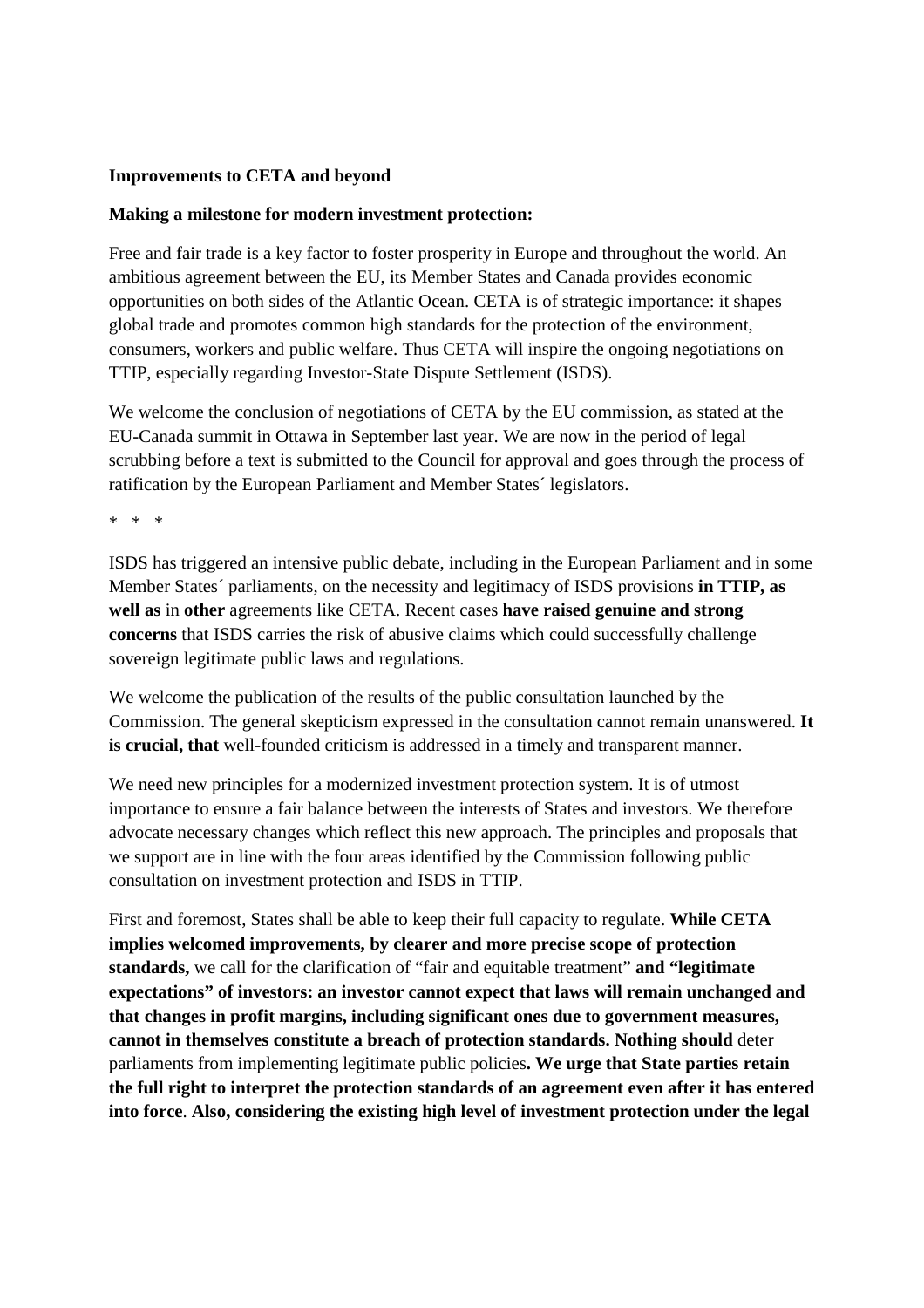**Improvements to CETA and beyond**

**Making a milestone for modern investment protection:**

Free and fair trade is a key factor to foster prosperity in Europe and throughout the world. An ambitious agreement between the EU, its Member States and Canada provides economic opportunities on both sides of the Atlantic Ocean. CETA is of strategic importance: it shapes global trade and promotes common high standards for the protection of the environment, consumers, workers and public welfare. Thus CETA will inspire the ongoing negotiations on TTIP, especially regarding Investor-State Dispute Settlement (ISDS).

We welcome the conclusion of negotiations of CETA by the EU commission, as stated at the EU-Canada summit in Ottawa in September last year. We are now in the period of legal scrubbing before a text is submitted to the Council for approval and goes through the process of ratification by the European Parliament and Member States´ legislators.

\* \* \*

ISDS has triggered an intensive public debate, including in the European Parliament and in some Member States´ parliaments, on the necessity and legitimacy of ISDS provisions **in TTIP, as well as** in **other** agreements like CETA. Recent cases **have raised genuine and strong concerns** that ISDS carries the risk of abusive claims which could successfully challenge sovereign legitimate public laws and regulations.

We welcome the publication of the results of the public consultation launched by the Commission. The general skepticism expressed in the consultation cannot remain unanswered. **It is crucial, that** well-founded criticism is addressed in a timely and transparent manner.

We need new principles for a modernized investment protection system. It is of utmost importance to ensure a fair balance between the interests of States and investors. We therefore advocate necessary changes which reflect this new approach. The principles and proposals that we support are in line with the four areas identified by the Commission following public consultation on investment protection and ISDS in TTIP.

First and foremost, States shall be able to keep their full capacity to regulate. **While CETA implies welcomed improvements, by clearer and more precise scope of protection standards,** we call for the clarification of "fair and equitable treatment" **and "legitimate expectations" of investors: an investor cannot expect that laws will remain unchanged and that changes in profit margins, including significant ones due to government measures, cannot in themselves constitute a breach of protection standards. Nothing should** deter parliaments from implementing legitimate public policies**. We urge that State parties retain the full right to interpret the protection standards of an agreement even after it has entered into force**. **Also, considering the existing high level of investment protection under the legal**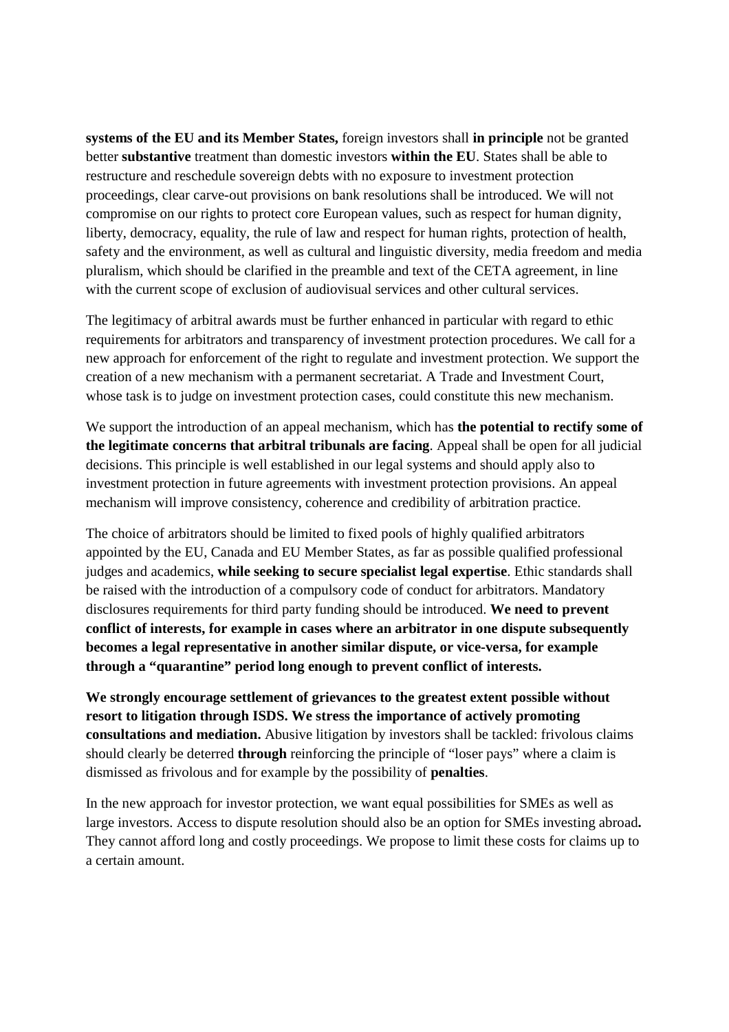**systems of the EU and its Member States,** foreign investors shall **in principle** not be granted better **substantive** treatment than domestic investors **within the EU**. States shall be able to restructure and reschedule sovereign debts with no exposure to investment protection proceedings, clear carve-out provisions on bank resolutions shall be introduced. We will not compromise on our rights to protect core European values, such as respect for human dignity, liberty, democracy, equality, the rule of law and respect for human rights, protection of health, safety and the environment, as well as cultural and linguistic diversity, media freedom and media pluralism, which should be clarified in the preamble and text of the CETA agreement, in line with the current scope of exclusion of audiovisual services and other cultural services.

The legitimacy of arbitral awards must be further enhanced in particular with regard to ethic requirements for arbitrators and transparency of investment protection procedures. We call for a new approach for enforcement of the right to regulate and investment protection. We support the creation of a new mechanism with a permanent secretariat. A Trade and Investment Court, whose task is to judge on investment protection cases, could constitute this new mechanism.

We support the introduction of an appeal mechanism, which has **the potential to rectify some of the legitimate concerns that arbitral tribunals are facing**. Appeal shall be open for all judicial decisions. This principle is well established in our legal systems and should apply also to investment protection in future agreements with investment protection provisions. An appeal mechanism will improve consistency, coherence and credibility of arbitration practice.

The choice of arbitrators should be limited to fixed pools of highly qualified arbitrators appointed by the EU, Canada and EU Member States, as far as possible qualified professional judges and academics, **while seeking to secure specialist legal expertise**. Ethic standards shall be raised with the introduction of a compulsory code of conduct for arbitrators. Mandatory disclosures requirements for third party funding should be introduced. **We need to prevent conflict of interests, for example in cases where an arbitrator in one dispute subsequently becomes a legal representative in another similar dispute, or vice-versa, for example through a "quarantine" period long enough to prevent conflict of interests.**

**We strongly encourage settlement of grievances to the greatest extent possible without resort to litigation through ISDS. We stress the importance of actively promoting consultations and mediation.** Abusive litigation by investors shall be tackled: frivolous claims should clearly be deterred **through** reinforcing the principle of "loser pays" where a claim is dismissed as frivolous and for example by the possibility of **penalties**.

In the new approach for investor protection, we want equal possibilities for SMEs as well as large investors. Access to dispute resolution should also be an option for SMEs investing abroad**.** They cannot afford long and costly proceedings. We propose to limit these costs for claims up to a certain amount.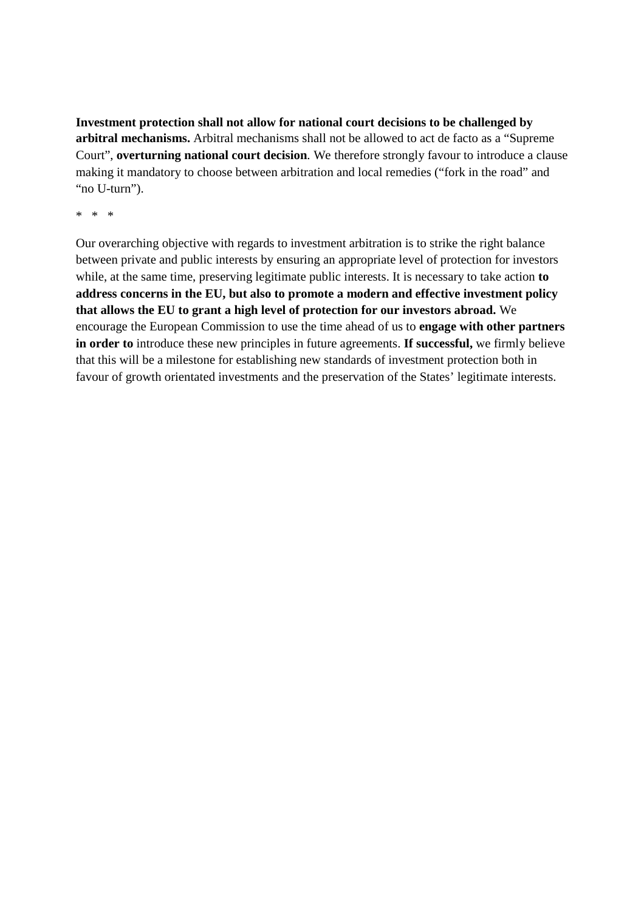**Investment protection shall not allow for national court decisions to be challenged by arbitral mechanisms.** Arbitral mechanisms shall not be allowed to act de facto as a "Supreme Court", **overturning national court decision**. We therefore strongly favour to introduce a clause making it mandatory to choose between arbitration and local remedies ("fork in the road" and "no U-turn").

\*   \*   \*

Our overarching objective with regards to investment arbitration is to strike the right balance between private and public interests by ensuring an appropriate level of protection for investors while, at the same time, preserving legitimate public interests. It is necessary to take action **to address concerns in the EU, but also to promote a modern and effective investment policy that allows the EU to grant a high level of protection for our investors abroad.** We encourage the European Commission to use the time ahead of us to **engage with other partners in order to** introduce these new principles in future agreements. **If successful,** we firmly believe that this will be a milestone for establishing new standards of investment protection both in favour of growth orientated investments and the preservation of the States' legitimate interests.